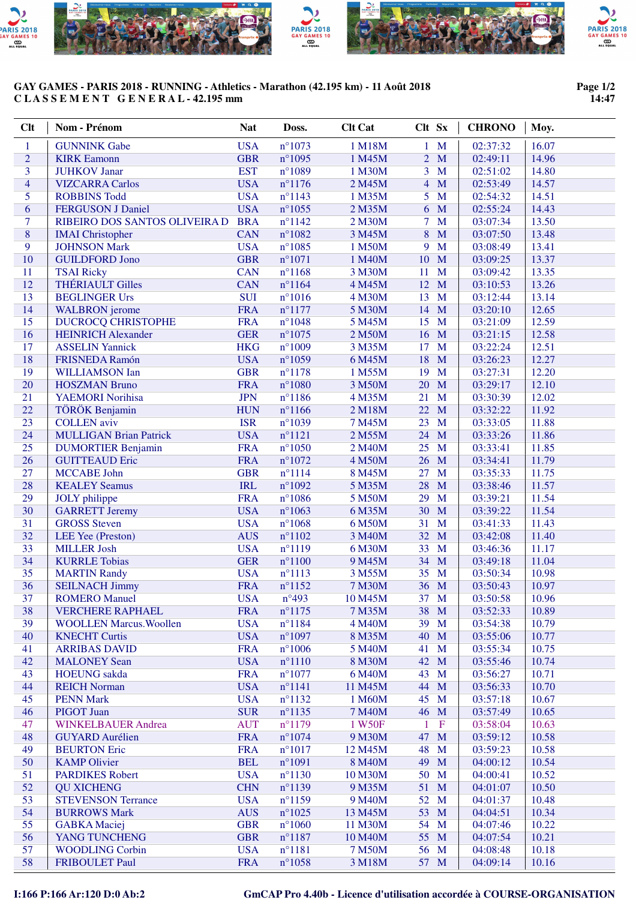**GAY GAMES - PARIS 2018 - RUNNING - Athletics - Marathon (42.195 km) - 11 Août 2018**

**C L A S S E M E N T   G E N E R A L - 42.195 mm**

Page 1/2
14:47

| Clt | Nom - Prénom | Nat | Doss. | Clt Cat | Clt | Sx | CHRONO | Moy. |
|---|---|---|---|---|---|---|---|---|
| 1 | GUNNINK Gabe | USA | n°1073 | 1 M18M | 1 | M | 02:37:32 | 16.07 |
| 2 | KIRK Eamonn | GBR | n°1095 | 1 M45M | 2 | M | 02:49:11 | 14.96 |
| 3 | JUHKOV Janar | EST | n°1089 | 1 M30M | 3 | M | 02:51:02 | 14.80 |
| 4 | VIZCARRA Carlos | USA | n°1176 | 2 M45M | 4 | M | 02:53:49 | 14.57 |
| 5 | ROBBINS Todd | USA | n°1143 | 1 M35M | 5 | M | 02:54:32 | 14.51 |
| 6 | FERGUSON J Daniel | USA | n°1055 | 2 M35M | 6 | M | 02:55:24 | 14.43 |
| 7 | RIBEIRO DOS SANTOS OLIVEIRA D | BRA | n°1142 | 2 M30M | 7 | M | 03:07:34 | 13.50 |
| 8 | IMAI Christopher | CAN | n°1082 | 3 M45M | 8 | M | 03:07:50 | 13.48 |
| 9 | JOHNSON Mark | USA | n°1085 | 1 M50M | 9 | M | 03:08:49 | 13.41 |
| 10 | GUILDFORD Jono | GBR | n°1071 | 1 M40M | 10 | M | 03:09:25 | 13.37 |
| 11 | TSAI Ricky | CAN | n°1168 | 3 M30M | 11 | M | 03:09:42 | 13.35 |
| 12 | THÉRIAULT Gilles | CAN | n°1164 | 4 M45M | 12 | M | 03:10:53 | 13.26 |
| 13 | BEGLINGER Urs | SUI | n°1016 | 4 M30M | 13 | M | 03:12:44 | 13.14 |
| 14 | WALBRON jerome | FRA | n°1177 | 5 M30M | 14 | M | 03:20:10 | 12.65 |
| 15 | DUCROCQ CHRISTOPHE | FRA | n°1048 | 5 M45M | 15 | M | 03:21:09 | 12.59 |
| 16 | HEINRICH Alexander | GER | n°1075 | 2 M50M | 16 | M | 03:21:15 | 12.58 |
| 17 | ASSELIN Yannick | HKG | n°1009 | 3 M35M | 17 | M | 03:22:24 | 12.51 |
| 18 | FRISNEDA Ramón | USA | n°1059 | 6 M45M | 18 | M | 03:26:23 | 12.27 |
| 19 | WILLIAMSON Ian | GBR | n°1178 | 1 M55M | 19 | M | 03:27:31 | 12.20 |
| 20 | HOSZMAN Bruno | FRA | n°1080 | 3 M50M | 20 | M | 03:29:17 | 12.10 |
| 21 | YAEMORI Norihisa | JPN | n°1186 | 4 M35M | 21 | M | 03:30:39 | 12.02 |
| 22 | TÖRÖK Benjamin | HUN | n°1166 | 2 M18M | 22 | M | 03:32:22 | 11.92 |
| 23 | COLLEN aviv | ISR | n°1039 | 7 M45M | 23 | M | 03:33:05 | 11.88 |
| 24 | MULLIGAN Brian Patrick | USA | n°1121 | 2 M55M | 24 | M | 03:33:26 | 11.86 |
| 25 | DUMORTIER Benjamin | FRA | n°1050 | 2 M40M | 25 | M | 03:33:41 | 11.85 |
| 26 | GUITTEAUD Eric | FRA | n°1072 | 4 M50M | 26 | M | 03:34:41 | 11.79 |
| 27 | MCCABE John | GBR | n°1114 | 8 M45M | 27 | M | 03:35:33 | 11.75 |
| 28 | KEALEY Seamus | IRL | n°1092 | 5 M35M | 28 | M | 03:38:46 | 11.57 |
| 29 | JOLY philippe | FRA | n°1086 | 5 M50M | 29 | M | 03:39:21 | 11.54 |
| 30 | GARRETT Jeremy | USA | n°1063 | 6 M35M | 30 | M | 03:39:22 | 11.54 |
| 31 | GROSS Steven | USA | n°1068 | 6 M50M | 31 | M | 03:41:33 | 11.43 |
| 32 | LEE Yee (Preston) | AUS | n°1102 | 3 M40M | 32 | M | 03:42:08 | 11.40 |
| 33 | MILLER Josh | USA | n°1119 | 6 M30M | 33 | M | 03:46:36 | 11.17 |
| 34 | KURRLE Tobias | GER | n°1100 | 9 M45M | 34 | M | 03:49:18 | 11.04 |
| 35 | MARTIN Randy | USA | n°1113 | 3 M55M | 35 | M | 03:50:34 | 10.98 |
| 36 | SEILNACH Jimmy | FRA | n°1152 | 7 M30M | 36 | M | 03:50:43 | 10.97 |
| 37 | ROMERO Manuel | USA | n°493 | 10 M45M | 37 | M | 03:50:58 | 10.96 |
| 38 | VERCHERE RAPHAEL | FRA | n°1175 | 7 M35M | 38 | M | 03:52:33 | 10.89 |
| 39 | WOOLLEN Marcus.Woollen | USA | n°1184 | 4 M40M | 39 | M | 03:54:38 | 10.79 |
| 40 | KNECHT Curtis | USA | n°1097 | 8 M35M | 40 | M | 03:55:06 | 10.77 |
| 41 | ARRIBAS DAVID | FRA | n°1006 | 5 M40M | 41 | M | 03:55:34 | 10.75 |
| 42 | MALONEY Sean | USA | n°1110 | 8 M30M | 42 | M | 03:55:46 | 10.74 |
| 43 | HOEUNG sakda | FRA | n°1077 | 6 M40M | 43 | M | 03:56:27 | 10.71 |
| 44 | REICH Norman | USA | n°1141 | 11 M45M | 44 | M | 03:56:33 | 10.70 |
| 45 | PENN Mark | USA | n°1132 | 1 M60M | 45 | M | 03:57:18 | 10.67 |
| 46 | PIGOT Juan | SUR | n°1135 | 7 M40M | 46 | M | 03:57:49 | 10.65 |
| 47 | WINKELBAUER Andrea | AUT | n°1179 | 1 W50F | 1 | F | 03:58:04 | 10.63 |
| 48 | GUYARD Aurélien | FRA | n°1074 | 9 M30M | 47 | M | 03:59:12 | 10.58 |
| 49 | BEURTON Eric | FRA | n°1017 | 12 M45M | 48 | M | 03:59:23 | 10.58 |
| 50 | KAMP Olivier | BEL | n°1091 | 8 M40M | 49 | M | 04:00:12 | 10.54 |
| 51 | PARDIKES Robert | USA | n°1130 | 10 M30M | 50 | M | 04:00:41 | 10.52 |
| 52 | QU XICHENG | CHN | n°1139 | 9 M35M | 51 | M | 04:01:07 | 10.50 |
| 53 | STEVENSON Terrance | USA | n°1159 | 9 M40M | 52 | M | 04:01:37 | 10.48 |
| 54 | BURROWS Mark | AUS | n°1025 | 13 M45M | 53 | M | 04:04:51 | 10.34 |
| 55 | GABKA Maciej | GBR | n°1060 | 11 M30M | 54 | M | 04:07:46 | 10.22 |
| 56 | YANG TUNCHENG | GBR | n°1187 | 10 M40M | 55 | M | 04:07:54 | 10.21 |
| 57 | WOODLING Corbin | USA | n°1181 | 7 M50M | 56 | M | 04:08:48 | 10.18 |
| 58 | FRIBOULET Paul | FRA | n°1058 | 3 M18M | 57 | M | 04:09:14 | 10.16 |

**I:166 P:166 Ar:120 D:0 Ab:2**   **GmCAP Pro 4.40b - Licence d'utilisation accordée à COURSE-ORGANISATION**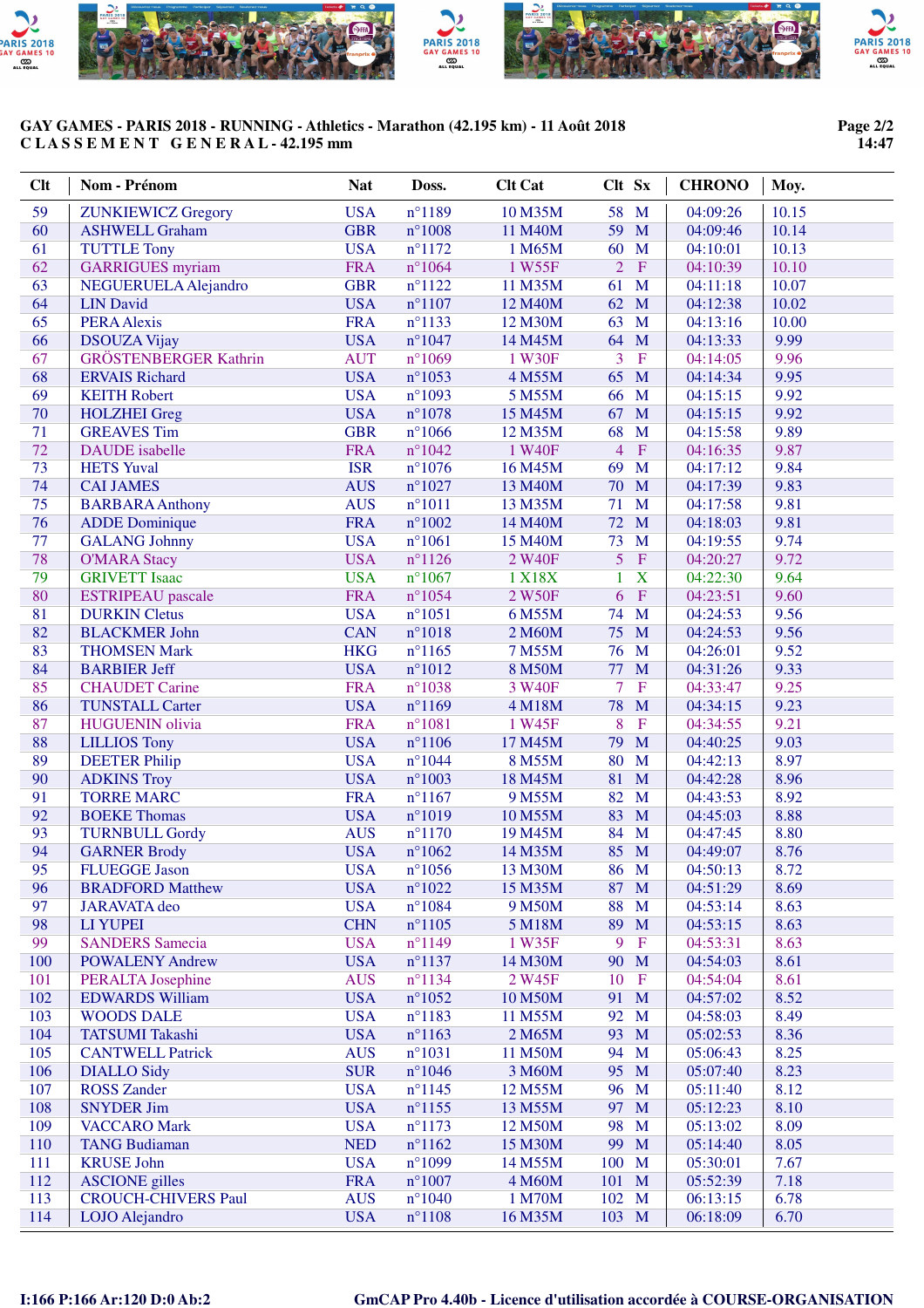**GAY GAMES - PARIS 2018 - RUNNING - Athletics - Marathon (42.195 km) - 11 Août 2018**

**C L A S S E M E N T   G E N E R A L - 42.195 mm**

14:47

| Clt | Nom - Prénom | Nat | Doss. | Clt Cat | Clt | Sx | CHRONO | Moy. |
|---|---|---|---|---|---|---|---|---|
| 59 | ZUNKIEWICZ Gregory | USA | n°1189 | 10 M35M | 58 | M | 04:09:26 | 10.15 |
| 60 | ASHWELL Graham | GBR | n°1008 | 11 M40M | 59 | M | 04:09:46 | 10.14 |
| 61 | TUTTLE Tony | USA | n°1172 | 1 M65M | 60 | M | 04:10:01 | 10.13 |
| 62 | GARRIGUES myriam | FRA | n°1064 | 1 W55F | 2 | F | 04:10:39 | 10.10 |
| 63 | NEGUERUELA Alejandro | GBR | n°1122 | 11 M35M | 61 | M | 04:11:18 | 10.07 |
| 64 | LIN David | USA | n°1107 | 12 M40M | 62 | M | 04:12:38 | 10.02 |
| 65 | PERA Alexis | FRA | n°1133 | 12 M30M | 63 | M | 04:13:16 | 10.00 |
| 66 | DSOUZA Vijay | USA | n°1047 | 14 M45M | 64 | M | 04:13:33 | 9.99 |
| 67 | GRÖSTENBERGER Kathrin | AUT | n°1069 | 1 W30F | 3 | F | 04:14:05 | 9.96 |
| 68 | ERVAIS Richard | USA | n°1053 | 4 M55M | 65 | M | 04:14:34 | 9.95 |
| 69 | KEITH Robert | USA | n°1093 | 5 M55M | 66 | M | 04:15:15 | 9.92 |
| 70 | HOLZHEI Greg | USA | n°1078 | 15 M45M | 67 | M | 04:15:15 | 9.92 |
| 71 | GREAVES Tim | GBR | n°1066 | 12 M35M | 68 | M | 04:15:58 | 9.89 |
| 72 | DAUDE isabelle | FRA | n°1042 | 1 W40F | 4 | F | 04:16:35 | 9.87 |
| 73 | HETS Yuval | ISR | n°1076 | 16 M45M | 69 | M | 04:17:12 | 9.84 |
| 74 | CAI JAMES | AUS | n°1027 | 13 M40M | 70 | M | 04:17:39 | 9.83 |
| 75 | BARBARA Anthony | AUS | n°1011 | 13 M35M | 71 | M | 04:17:58 | 9.81 |
| 76 | ADDE Dominique | FRA | n°1002 | 14 M40M | 72 | M | 04:18:03 | 9.81 |
| 77 | GALANG Johnny | USA | n°1061 | 15 M40M | 73 | M | 04:19:55 | 9.74 |
| 78 | O'MARA Stacy | USA | n°1126 | 2 W40F | 5 | F | 04:20:27 | 9.72 |
| 79 | GRIVETT Isaac | USA | n°1067 | 1 X18X | 1 | X | 04:22:30 | 9.64 |
| 80 | ESTRIPEAU pascale | FRA | n°1054 | 2 W50F | 6 | F | 04:23:51 | 9.60 |
| 81 | DURKIN Cletus | USA | n°1051 | 6 M55M | 74 | M | 04:24:53 | 9.56 |
| 82 | BLACKMER John | CAN | n°1018 | 2 M60M | 75 | M | 04:24:53 | 9.56 |
| 83 | THOMSEN Mark | HKG | n°1165 | 7 M55M | 76 | M | 04:26:01 | 9.52 |
| 84 | BARBIER Jeff | USA | n°1012 | 8 M50M | 77 | M | 04:31:26 | 9.33 |
| 85 | CHAUDET Carine | FRA | n°1038 | 3 W40F | 7 | F | 04:33:47 | 9.25 |
| 86 | TUNSTALL Carter | USA | n°1169 | 4 M18M | 78 | M | 04:34:15 | 9.23 |
| 87 | HUGUENIN olivia | FRA | n°1081 | 1 W45F | 8 | F | 04:34:55 | 9.21 |
| 88 | LILLIOS Tony | USA | n°1106 | 17 M45M | 79 | M | 04:40:25 | 9.03 |
| 89 | DEETER Philip | USA | n°1044 | 8 M55M | 80 | M | 04:42:13 | 8.97 |
| 90 | ADKINS Troy | USA | n°1003 | 18 M45M | 81 | M | 04:42:28 | 8.96 |
| 91 | TORRE MARC | FRA | n°1167 | 9 M55M | 82 | M | 04:43:53 | 8.92 |
| 92 | BOEKE Thomas | USA | n°1019 | 10 M55M | 83 | M | 04:45:03 | 8.88 |
| 93 | TURNBULL Gordy | AUS | n°1170 | 19 M45M | 84 | M | 04:47:45 | 8.80 |
| 94 | GARNER Brody | USA | n°1062 | 14 M35M | 85 | M | 04:49:07 | 8.76 |
| 95 | FLUEGGE Jason | USA | n°1056 | 13 M30M | 86 | M | 04:50:13 | 8.72 |
| 96 | BRADFORD Matthew | USA | n°1022 | 15 M35M | 87 | M | 04:51:29 | 8.69 |
| 97 | JARAVATA deo | USA | n°1084 | 9 M50M | 88 | M | 04:53:14 | 8.63 |
| 98 | LI YUPEI | CHN | n°1105 | 5 M18M | 89 | M | 04:53:15 | 8.63 |
| 99 | SANDERS Samecia | USA | n°1149 | 1 W35F | 9 | F | 04:53:31 | 8.63 |
| 100 | POWALENY Andrew | USA | n°1137 | 14 M30M | 90 | M | 04:54:03 | 8.61 |
| 101 | PERALTA Josephine | AUS | n°1134 | 2 W45F | 10 | F | 04:54:04 | 8.61 |
| 102 | EDWARDS William | USA | n°1052 | 10 M50M | 91 | M | 04:57:02 | 8.52 |
| 103 | WOODS DALE | USA | n°1183 | 11 M55M | 92 | M | 04:58:03 | 8.49 |
| 104 | TATSUMI Takashi | USA | n°1163 | 2 M65M | 93 | M | 05:02:53 | 8.36 |
| 105 | CANTWELL Patrick | AUS | n°1031 | 11 M50M | 94 | M | 05:06:43 | 8.25 |
| 106 | DIALLO Sidy | SUR | n°1046 | 3 M60M | 95 | M | 05:07:40 | 8.23 |
| 107 | ROSS Zander | USA | n°1145 | 12 M55M | 96 | M | 05:11:40 | 8.12 |
| 108 | SNYDER Jim | USA | n°1155 | 13 M55M | 97 | M | 05:12:23 | 8.10 |
| 109 | VACCARO Mark | USA | n°1173 | 12 M50M | 98 | M | 05:13:02 | 8.09 |
| 110 | TANG Budiaman | NED | n°1162 | 15 M30M | 99 | M | 05:14:40 | 8.05 |
| 111 | KRUSE John | USA | n°1099 | 14 M55M | 100 | M | 05:30:01 | 7.67 |
| 112 | ASCIONE gilles | FRA | n°1007 | 4 M60M | 101 | M | 05:52:39 | 7.18 |
| 113 | CROUCH-CHIVERS Paul | AUS | n°1040 | 1 M70M | 102 | M | 06:13:15 | 6.78 |
| 114 | LOJO Alejandro | USA | n°1108 | 16 M35M | 103 | M | 06:18:09 | 6.70 |

I:166 P:166 Ar:120 D:0 Ab:2

GmCAP Pro 4.40b - Licence d'utilisation accordée à COURSE-ORGANISATION